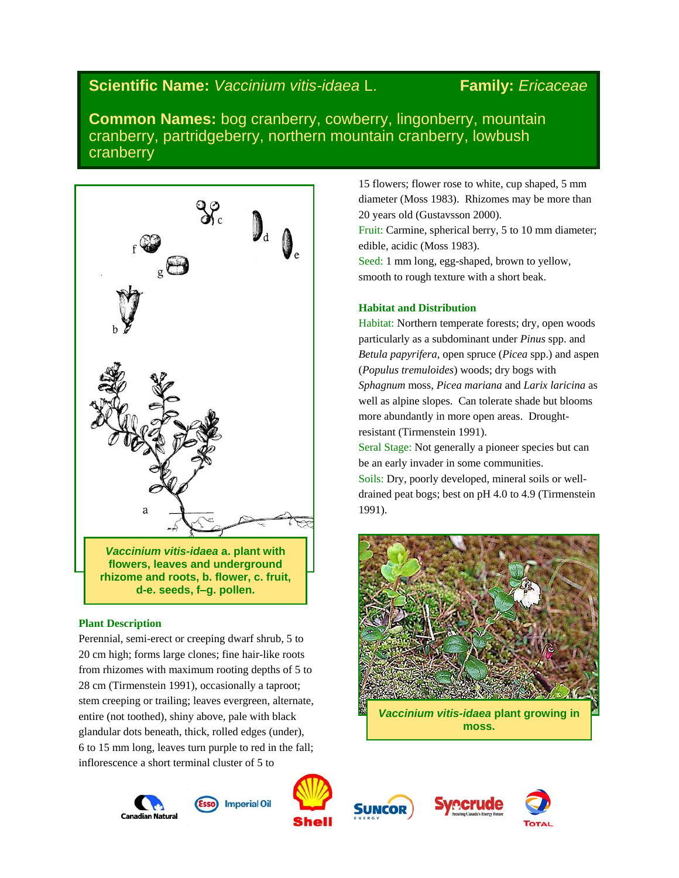**Scientific Name:** *Vaccinium vitis-idaea* L. **Family:** *Ericaceae*

**Common Names:** bog cranberry, cowberry, lingonberry, mountain cranberry, partridgeberry, northern mountain cranberry, lowbush cranberry

***Vaccinium vitis-idaea* a. plant with flowers, leaves and underground rhizome and roots, b. flower, c. fruit, d-e. seeds, f–g. pollen.**

### Plant Description

Perennial, semi-erect or creeping dwarf shrub, 5 to 20 cm high; forms large clones; fine hair-like roots from rhizomes with maximum rooting depths of 5 to 28 cm (Tirmenstein 1991), occasionally a taproot; stem creeping or trailing; leaves evergreen, alternate, entire (not toothed), shiny above, pale with black glandular dots beneath, thick, rolled edges (under), 6 to 15 mm long, leaves turn purple to red in the fall; inflorescence a short terminal cluster of 5 to 15 flowers; flower rose to white, cup shaped, 5 mm diameter (Moss 1983). Rhizomes may be more than 20 years old (Gustavsson 2000).

Fruit: Carmine, spherical berry, 5 to 10 mm diameter; edible, acidic (Moss 1983).

Seed: 1 mm long, egg-shaped, brown to yellow, smooth to rough texture with a short beak.

### Habitat and Distribution

Habitat: Northern temperate forests; dry, open woods particularly as a subdominant under *Pinus* spp. and *Betula papyrifera*, open spruce (*Picea* spp.) and aspen (*Populus tremuloides*) woods; dry bogs with *Sphagnum* moss, *Picea mariana* and *Larix laricina* as well as alpine slopes. Can tolerate shade but blooms more abundantly in more open areas. Drought-resistant (Tirmenstein 1991).

Seral Stage: Not generally a pioneer species but can be an early invader in some communities.

Soils: Dry, poorly developed, mineral soils or well-drained peat bogs; best on pH 4.0 to 4.9 (Tirmenstein 1991).

***Vaccinium vitis-idaea* plant growing in moss.**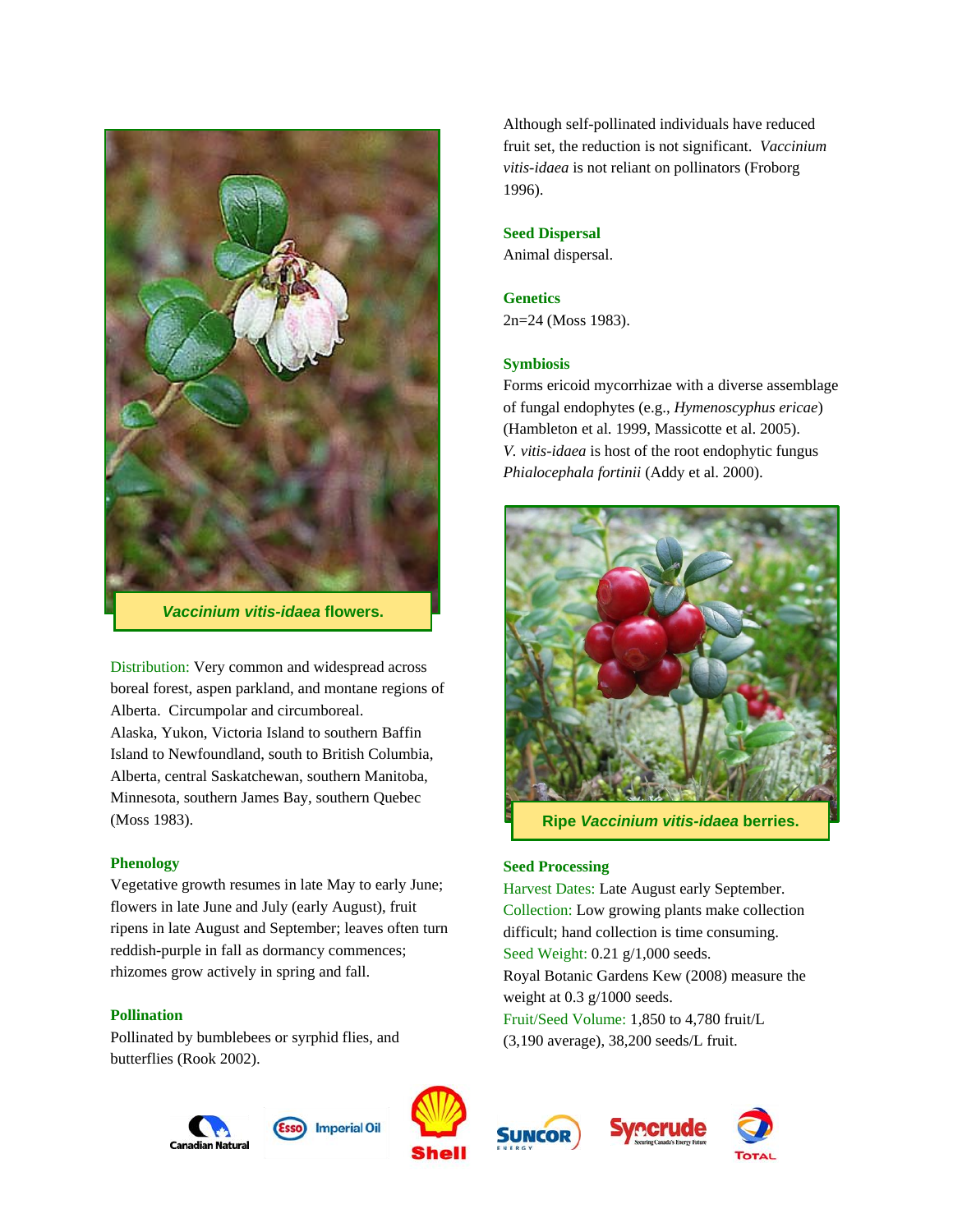*Vaccinium vitis-idaea* flowers.

Distribution: Very common and widespread across boreal forest, aspen parkland, and montane regions of Alberta. Circumpolar and circumboreal. Alaska, Yukon, Victoria Island to southern Baffin Island to Newfoundland, south to British Columbia, Alberta, central Saskatchewan, southern Manitoba, Minnesota, southern James Bay, southern Quebec (Moss 1983).

### Phenology

Vegetative growth resumes in late May to early June; flowers in late June and July (early August), fruit ripens in late August and September; leaves often turn reddish-purple in fall as dormancy commences; rhizomes grow actively in spring and fall.

### Pollination

Pollinated by bumblebees or syrphid flies, and butterflies (Rook 2002).

Although self-pollinated individuals have reduced fruit set, the reduction is not significant. *Vaccinium vitis-idaea* is not reliant on pollinators (Froborg 1996).

### Seed Dispersal

Animal dispersal.

### Genetics

2n=24 (Moss 1983).

### Symbiosis

Forms ericoid mycorrhizae with a diverse assemblage of fungal endophytes (e.g., *Hymenoscyphus ericae*) (Hambleton et al. 1999, Massicotte et al. 2005). *V. vitis-idaea* is host of the root endophytic fungus *Phialocephala fortinii* (Addy et al. 2000).

Ripe *Vaccinium vitis-idaea* berries.

### Seed Processing

Harvest Dates: Late August early September.
Collection: Low growing plants make collection difficult; hand collection is time consuming.
Seed Weight: 0.21 g/1,000 seeds.
Royal Botanic Gardens Kew (2008) measure the weight at 0.3 g/1000 seeds.
Fruit/Seed Volume: 1,850 to 4,780 fruit/L (3,190 average), 38,200 seeds/L fruit.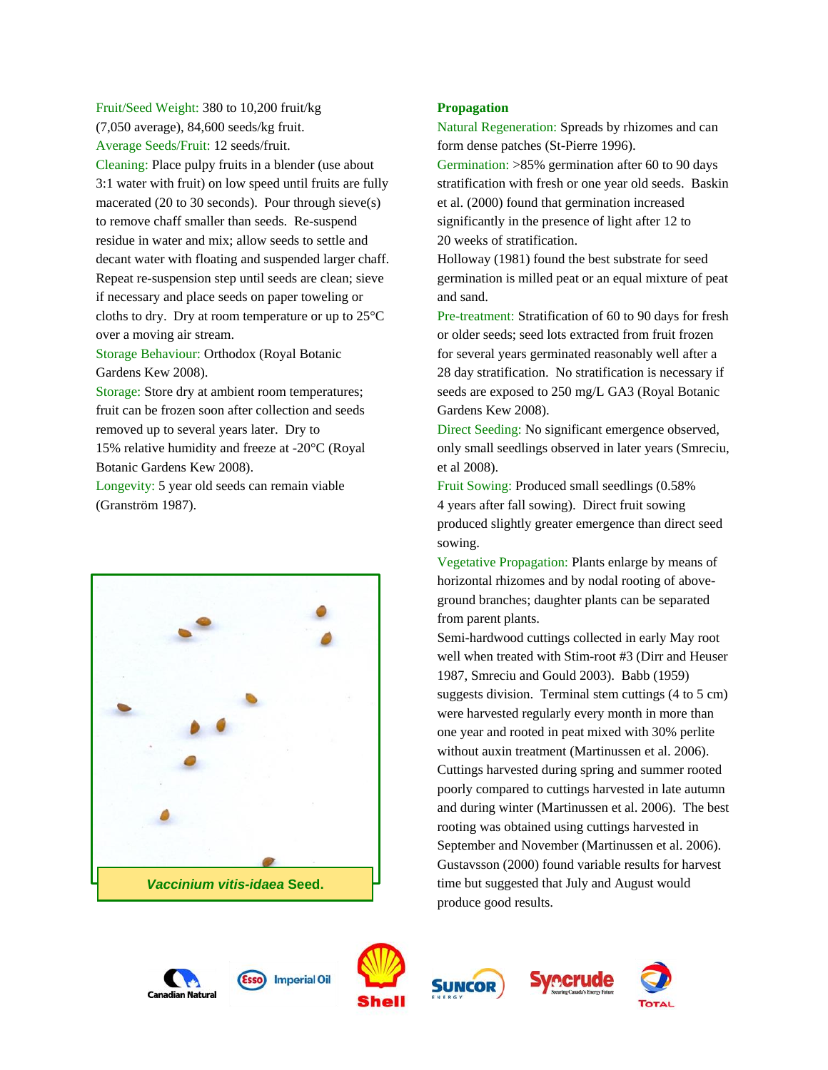Fruit/Seed Weight: 380 to 10,200 fruit/kg (7,050 average), 84,600 seeds/kg fruit.
Average Seeds/Fruit: 12 seeds/fruit.
Cleaning: Place pulpy fruits in a blender (use about 3:1 water with fruit) on low speed until fruits are fully macerated (20 to 30 seconds). Pour through sieve(s) to remove chaff smaller than seeds. Re-suspend residue in water and mix; allow seeds to settle and decant water with floating and suspended larger chaff. Repeat re-suspension step until seeds are clean; sieve if necessary and place seeds on paper toweling or cloths to dry. Dry at room temperature or up to 25°C over a moving air stream.
Storage Behaviour: Orthodox (Royal Botanic Gardens Kew 2008).
Storage: Store dry at ambient room temperatures; fruit can be frozen soon after collection and seeds removed up to several years later. Dry to 15% relative humidity and freeze at -20°C (Royal Botanic Gardens Kew 2008).
Longevity: 5 year old seeds can remain viable (Granström 1987).

*Vaccinium vitis-idaea* Seed.

**Propagation**

Natural Regeneration: Spreads by rhizomes and can form dense patches (St-Pierre 1996).
Germination: >85% germination after 60 to 90 days stratification with fresh or one year old seeds. Baskin et al. (2000) found that germination increased significantly in the presence of light after 12 to 20 weeks of stratification.
Holloway (1981) found the best substrate for seed germination is milled peat or an equal mixture of peat and sand.
Pre-treatment: Stratification of 60 to 90 days for fresh or older seeds; seed lots extracted from fruit frozen for several years germinated reasonably well after a 28 day stratification. No stratification is necessary if seeds are exposed to 250 mg/L GA3 (Royal Botanic Gardens Kew 2008).
Direct Seeding: No significant emergence observed, only small seedlings observed in later years (Smreciu, et al 2008).
Fruit Sowing: Produced small seedlings (0.58% 4 years after fall sowing). Direct fruit sowing produced slightly greater emergence than direct seed sowing.
Vegetative Propagation: Plants enlarge by means of horizontal rhizomes and by nodal rooting of above-ground branches; daughter plants can be separated from parent plants.
Semi-hardwood cuttings collected in early May root well when treated with Stim-root #3 (Dirr and Heuser 1987, Smreciu and Gould 2003). Babb (1959) suggests division. Terminal stem cuttings (4 to 5 cm) were harvested regularly every month in more than one year and rooted in peat mixed with 30% perlite without auxin treatment (Martinussen et al. 2006). Cuttings harvested during spring and summer rooted poorly compared to cuttings harvested in late autumn and during winter (Martinussen et al. 2006). The best rooting was obtained using cuttings harvested in September and November (Martinussen et al. 2006). Gustavsson (2000) found variable results for harvest time but suggested that July and August would produce good results.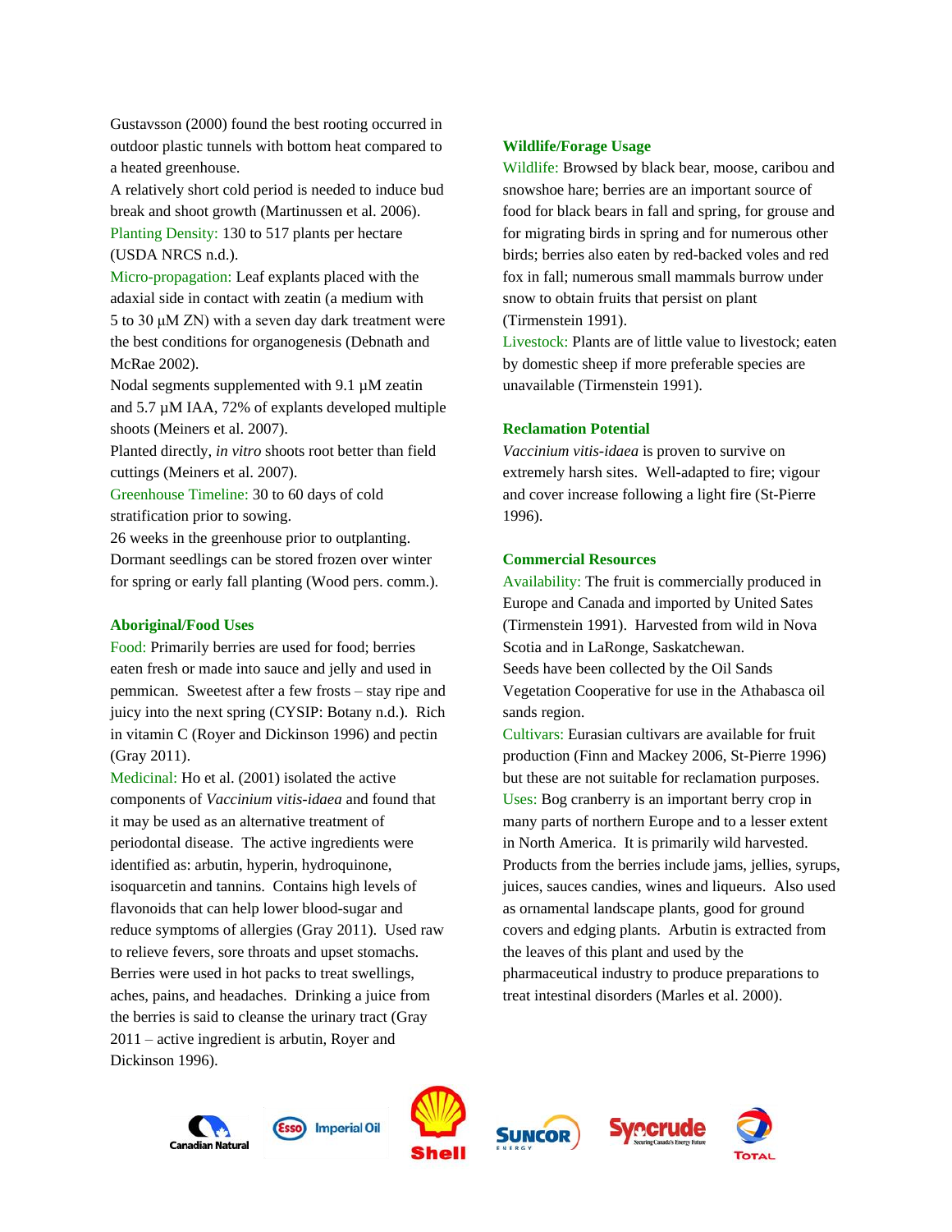Gustavsson (2000) found the best rooting occurred in outdoor plastic tunnels with bottom heat compared to a heated greenhouse.

A relatively short cold period is needed to induce bud break and shoot growth (Martinussen et al. 2006).

Planting Density: 130 to 517 plants per hectare (USDA NRCS n.d.).

Micro-propagation: Leaf explants placed with the adaxial side in contact with zeatin (a medium with 5 to 30 µM ZN) with a seven day dark treatment were the best conditions for organogenesis (Debnath and McRae 2002).

Nodal segments supplemented with 9.1 µM zeatin and 5.7 µM IAA, 72% of explants developed multiple shoots (Meiners et al. 2007).

Planted directly, *in vitro* shoots root better than field cuttings (Meiners et al. 2007).

Greenhouse Timeline: 30 to 60 days of cold stratification prior to sowing.

26 weeks in the greenhouse prior to outplanting. Dormant seedlings can be stored frozen over winter for spring or early fall planting (Wood pers. comm.).

## Aboriginal/Food Uses

Food: Primarily berries are used for food; berries eaten fresh or made into sauce and jelly and used in pemmican. Sweetest after a few frosts – stay ripe and juicy into the next spring (CYSIP: Botany n.d.). Rich in vitamin C (Royer and Dickinson 1996) and pectin (Gray 2011).

Medicinal: Ho et al. (2001) isolated the active components of *Vaccinium vitis-idaea* and found that it may be used as an alternative treatment of periodontal disease. The active ingredients were identified as: arbutin, hyperin, hydroquinone, isoquarcetin and tannins. Contains high levels of flavonoids that can help lower blood-sugar and reduce symptoms of allergies (Gray 2011). Used raw to relieve fevers, sore throats and upset stomachs. Berries were used in hot packs to treat swellings, aches, pains, and headaches. Drinking a juice from the berries is said to cleanse the urinary tract (Gray 2011 – active ingredient is arbutin, Royer and Dickinson 1996).

## Wildlife/Forage Usage

Wildlife: Browsed by black bear, moose, caribou and snowshoe hare; berries are an important source of food for black bears in fall and spring, for grouse and for migrating birds in spring and for numerous other birds; berries also eaten by red-backed voles and red fox in fall; numerous small mammals burrow under snow to obtain fruits that persist on plant (Tirmenstein 1991).

Livestock: Plants are of little value to livestock; eaten by domestic sheep if more preferable species are unavailable (Tirmenstein 1991).

## Reclamation Potential

*Vaccinium vitis-idaea* is proven to survive on extremely harsh sites. Well-adapted to fire; vigour and cover increase following a light fire (St-Pierre 1996).

## Commercial Resources

Availability: The fruit is commercially produced in Europe and Canada and imported by United Sates (Tirmenstein 1991). Harvested from wild in Nova Scotia and in LaRonge, Saskatchewan.

Seeds have been collected by the Oil Sands Vegetation Cooperative for use in the Athabasca oil sands region.

Cultivars: Eurasian cultivars are available for fruit production (Finn and Mackey 2006, St-Pierre 1996) but these are not suitable for reclamation purposes.

Uses: Bog cranberry is an important berry crop in many parts of northern Europe and to a lesser extent in North America. It is primarily wild harvested. Products from the berries include jams, jellies, syrups, juices, sauces candies, wines and liqueurs. Also used as ornamental landscape plants, good for ground covers and edging plants. Arbutin is extracted from the leaves of this plant and used by the pharmaceutical industry to produce preparations to treat intestinal disorders (Marles et al. 2000).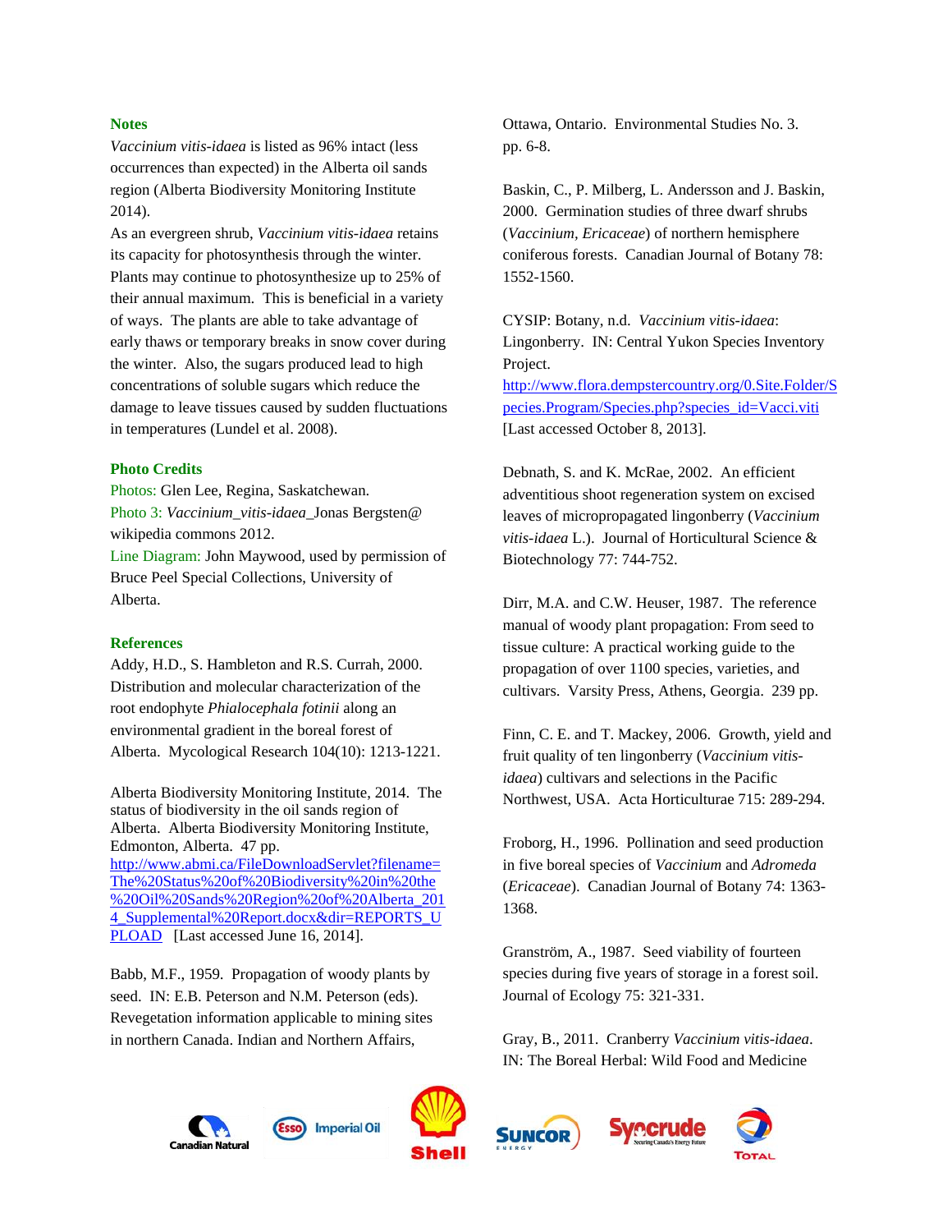## Notes

*Vaccinium vitis-idaea* is listed as 96% intact (less occurrences than expected) in the Alberta oil sands region (Alberta Biodiversity Monitoring Institute 2014).

As an evergreen shrub, *Vaccinium vitis-idaea* retains its capacity for photosynthesis through the winter. Plants may continue to photosynthesize up to 25% of their annual maximum. This is beneficial in a variety of ways. The plants are able to take advantage of early thaws or temporary breaks in snow cover during the winter. Also, the sugars produced lead to high concentrations of soluble sugars which reduce the damage to leave tissues caused by sudden fluctuations in temperatures (Lundel et al. 2008).

## Photo Credits

Photos: Glen Lee, Regina, Saskatchewan.

Photo 3: *Vaccinium_vitis-idaea*_Jonas Bergsten@ wikipedia commons 2012.

Line Diagram: John Maywood, used by permission of Bruce Peel Special Collections, University of Alberta.

## References

Addy, H.D., S. Hambleton and R.S. Currah, 2000. Distribution and molecular characterization of the root endophyte *Phialocephala fotinii* along an environmental gradient in the boreal forest of Alberta. Mycological Research 104(10): 1213-1221.

Alberta Biodiversity Monitoring Institute, 2014. The status of biodiversity in the oil sands region of Alberta. Alberta Biodiversity Monitoring Institute, Edmonton, Alberta. 47 pp. http://www.abmi.ca/FileDownloadServlet?filename=The%20Status%20of%20Biodiversity%20in%20the%20Oil%20Sands%20Region%20of%20Alberta_2014_Supplemental%20Report.docx&dir=REPORTS_UPLOAD [Last accessed June 16, 2014].

Babb, M.F., 1959. Propagation of woody plants by seed. IN: E.B. Peterson and N.M. Peterson (eds). Revegetation information applicable to mining sites in northern Canada. Indian and Northern Affairs, Ottawa, Ontario. Environmental Studies No. 3. pp. 6-8.

Baskin, C., P. Milberg, L. Andersson and J. Baskin, 2000. Germination studies of three dwarf shrubs (*Vaccinium*, *Ericaceae*) of northern hemisphere coniferous forests. Canadian Journal of Botany 78: 1552-1560.

CYSIP: Botany, n.d. *Vaccinium vitis-idaea*: Lingonberry. IN: Central Yukon Species Inventory Project. http://www.flora.dempstercountry.org/0.Site.Folder/Species.Program/Species.php?species_id=Vacci.viti [Last accessed October 8, 2013].

Debnath, S. and K. McRae, 2002. An efficient adventitious shoot regeneration system on excised leaves of micropropagated lingonberry (*Vaccinium vitis-idaea* L.). Journal of Horticultural Science & Biotechnology 77: 744-752.

Dirr, M.A. and C.W. Heuser, 1987. The reference manual of woody plant propagation: From seed to tissue culture: A practical working guide to the propagation of over 1100 species, varieties, and cultivars. Varsity Press, Athens, Georgia. 239 pp.

Finn, C. E. and T. Mackey, 2006. Growth, yield and fruit quality of ten lingonberry (*Vaccinium vitis-idaea*) cultivars and selections in the Pacific Northwest, USA. Acta Horticulturae 715: 289-294.

Froborg, H., 1996. Pollination and seed production in five boreal species of *Vaccinium* and *Adromeda* (*Ericaceae*). Canadian Journal of Botany 74: 1363-1368.

Granström, A., 1987. Seed viability of fourteen species during five years of storage in a forest soil. Journal of Ecology 75: 321-331.

Gray, B., 2011. Cranberry *Vaccinium vitis-idaea*. IN: The Boreal Herbal: Wild Food and Medicine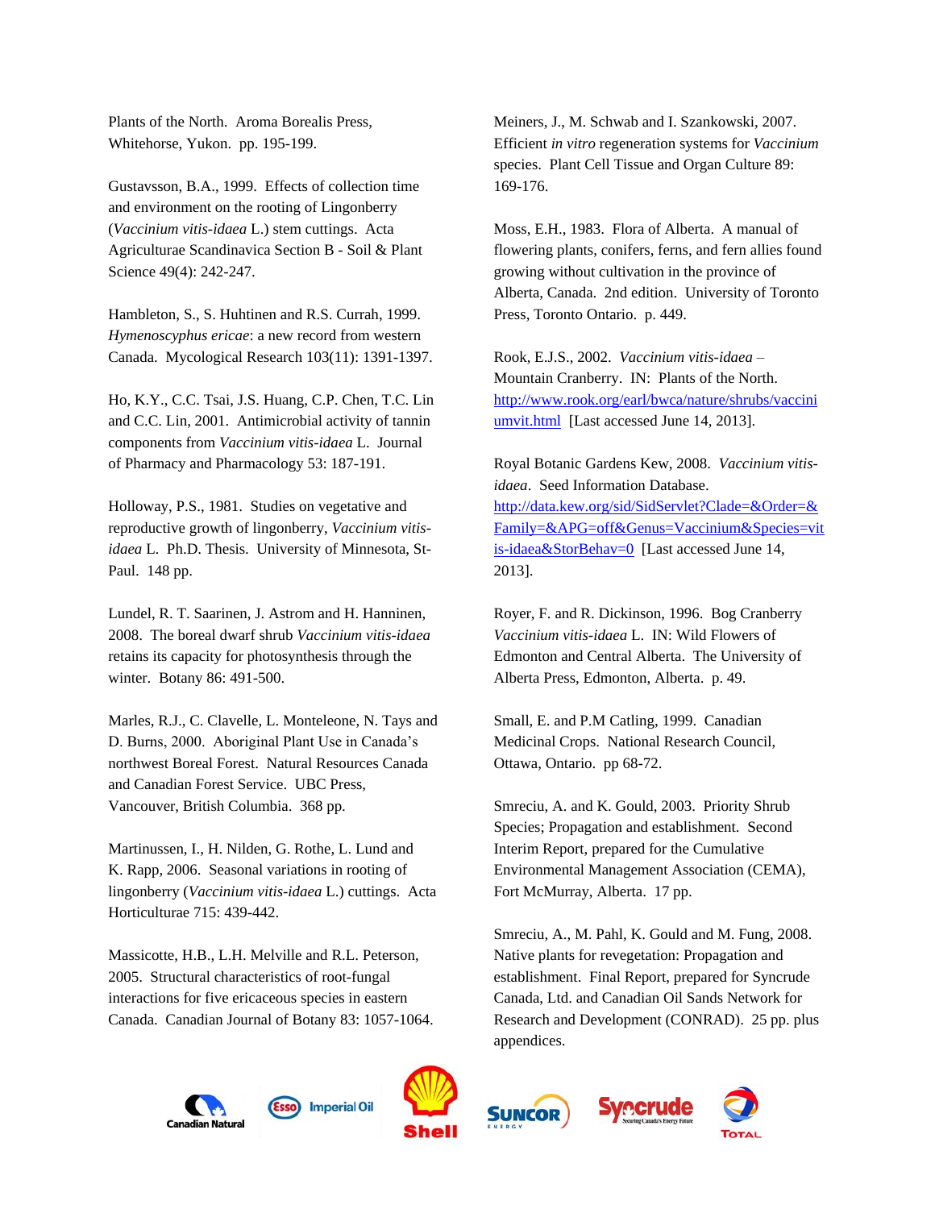Plants of the North. Aroma Borealis Press, Whitehorse, Yukon. pp. 195-199.

Gustavsson, B.A., 1999. Effects of collection time and environment on the rooting of Lingonberry (*Vaccinium vitis-idaea* L.) stem cuttings. Acta Agriculturae Scandinavica Section B - Soil & Plant Science 49(4): 242-247.

Hambleton, S., S. Huhtinen and R.S. Currah, 1999. *Hymenoscyphus ericae*: a new record from western Canada. Mycological Research 103(11): 1391-1397.

Ho, K.Y., C.C. Tsai, J.S. Huang, C.P. Chen, T.C. Lin and C.C. Lin, 2001. Antimicrobial activity of tannin components from *Vaccinium vitis-idaea* L. Journal of Pharmacy and Pharmacology 53: 187-191.

Holloway, P.S., 1981. Studies on vegetative and reproductive growth of lingonberry, *Vaccinium vitis-idaea* L. Ph.D. Thesis. University of Minnesota, St-Paul. 148 pp.

Lundel, R. T. Saarinen, J. Astrom and H. Hanninen, 2008. The boreal dwarf shrub *Vaccinium vitis-idaea* retains its capacity for photosynthesis through the winter. Botany 86: 491-500.

Marles, R.J., C. Clavelle, L. Monteleone, N. Tays and D. Burns, 2000. Aboriginal Plant Use in Canada's northwest Boreal Forest. Natural Resources Canada and Canadian Forest Service. UBC Press, Vancouver, British Columbia. 368 pp.

Martinussen, I., H. Nilden, G. Rothe, L. Lund and K. Rapp, 2006. Seasonal variations in rooting of lingonberry (*Vaccinium vitis-idaea* L.) cuttings. Acta Horticulturae 715: 439-442.

Massicotte, H.B., L.H. Melville and R.L. Peterson, 2005. Structural characteristics of root-fungal interactions for five ericaceous species in eastern Canada. Canadian Journal of Botany 83: 1057-1064.

Meiners, J., M. Schwab and I. Szankowski, 2007. Efficient *in vitro* regeneration systems for *Vaccinium* species. Plant Cell Tissue and Organ Culture 89: 169-176.

Moss, E.H., 1983. Flora of Alberta. A manual of flowering plants, conifers, ferns, and fern allies found growing without cultivation in the province of Alberta, Canada. 2nd edition. University of Toronto Press, Toronto Ontario. p. 449.

Rook, E.J.S., 2002. *Vaccinium vitis-idaea* – Mountain Cranberry. IN: Plants of the North. [http://www.rook.org/earl/bwca/nature/shrubs/vacciniumvit.html](http://www.rook.org/earl/bwca/nature/shrubs/vacciniumvit.html) [Last accessed June 14, 2013].

Royal Botanic Gardens Kew, 2008. *Vaccinium vitis-idaea*. Seed Information Database. [http://data.kew.org/sid/SidServlet?Clade=&Order=&Family=&APG=off&Genus=Vaccinium&Species=vitis-idaea&StorBehav=0](http://data.kew.org/sid/SidServlet?Clade=&Order=&Family=&APG=off&Genus=Vaccinium&Species=vitis-idaea&StorBehav=0) [Last accessed June 14, 2013].

Royer, F. and R. Dickinson, 1996. Bog Cranberry *Vaccinium vitis-idaea* L. IN: Wild Flowers of Edmonton and Central Alberta. The University of Alberta Press, Edmonton, Alberta. p. 49.

Small, E. and P.M Catling, 1999. Canadian Medicinal Crops. National Research Council, Ottawa, Ontario. pp 68-72.

Smreciu, A. and K. Gould, 2003. Priority Shrub Species; Propagation and establishment. Second Interim Report, prepared for the Cumulative Environmental Management Association (CEMA), Fort McMurray, Alberta. 17 pp.

Smreciu, A., M. Pahl, K. Gould and M. Fung, 2008. Native plants for revegetation: Propagation and establishment. Final Report, prepared for Syncrude Canada, Ltd. and Canadian Oil Sands Network for Research and Development (CONRAD). 25 pp. plus appendices.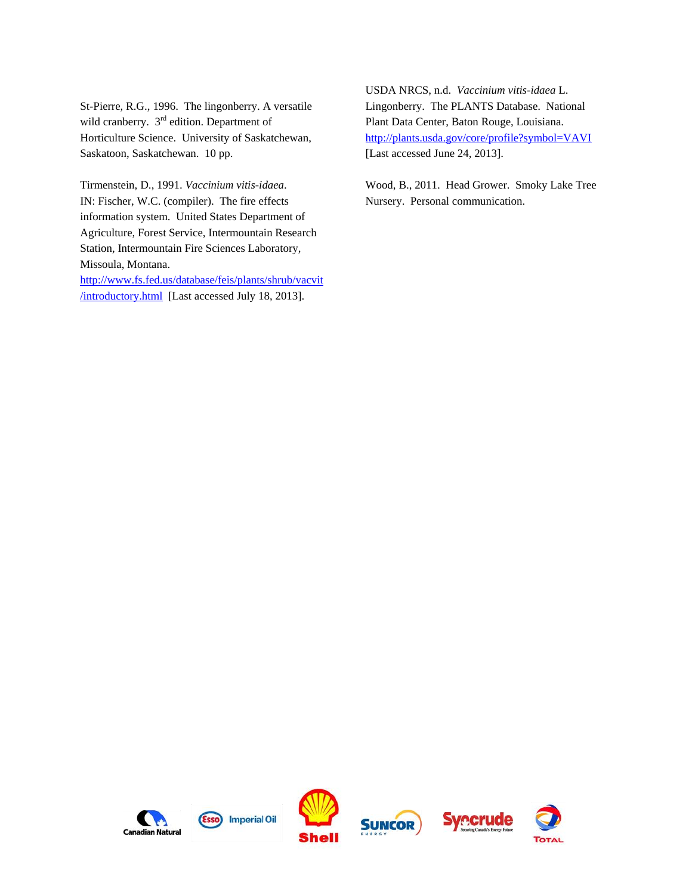St-Pierre, R.G., 1996. The lingonberry. A versatile wild cranberry. 3rd edition. Department of Horticulture Science. University of Saskatchewan, Saskatoon, Saskatchewan. 10 pp.

Tirmenstein, D., 1991. *Vaccinium vitis-idaea*. IN: Fischer, W.C. (compiler). The fire effects information system. United States Department of Agriculture, Forest Service, Intermountain Research Station, Intermountain Fire Sciences Laboratory, Missoula, Montana. http://www.fs.fed.us/database/feis/plants/shrub/vacvit/introductory.html [Last accessed July 18, 2013].

USDA NRCS, n.d. *Vaccinium vitis-idaea* L. Lingonberry. The PLANTS Database. National Plant Data Center, Baton Rouge, Louisiana. http://plants.usda.gov/core/profile?symbol=VAVI [Last accessed June 24, 2013].

Wood, B., 2011. Head Grower. Smoky Lake Tree Nursery. Personal communication.